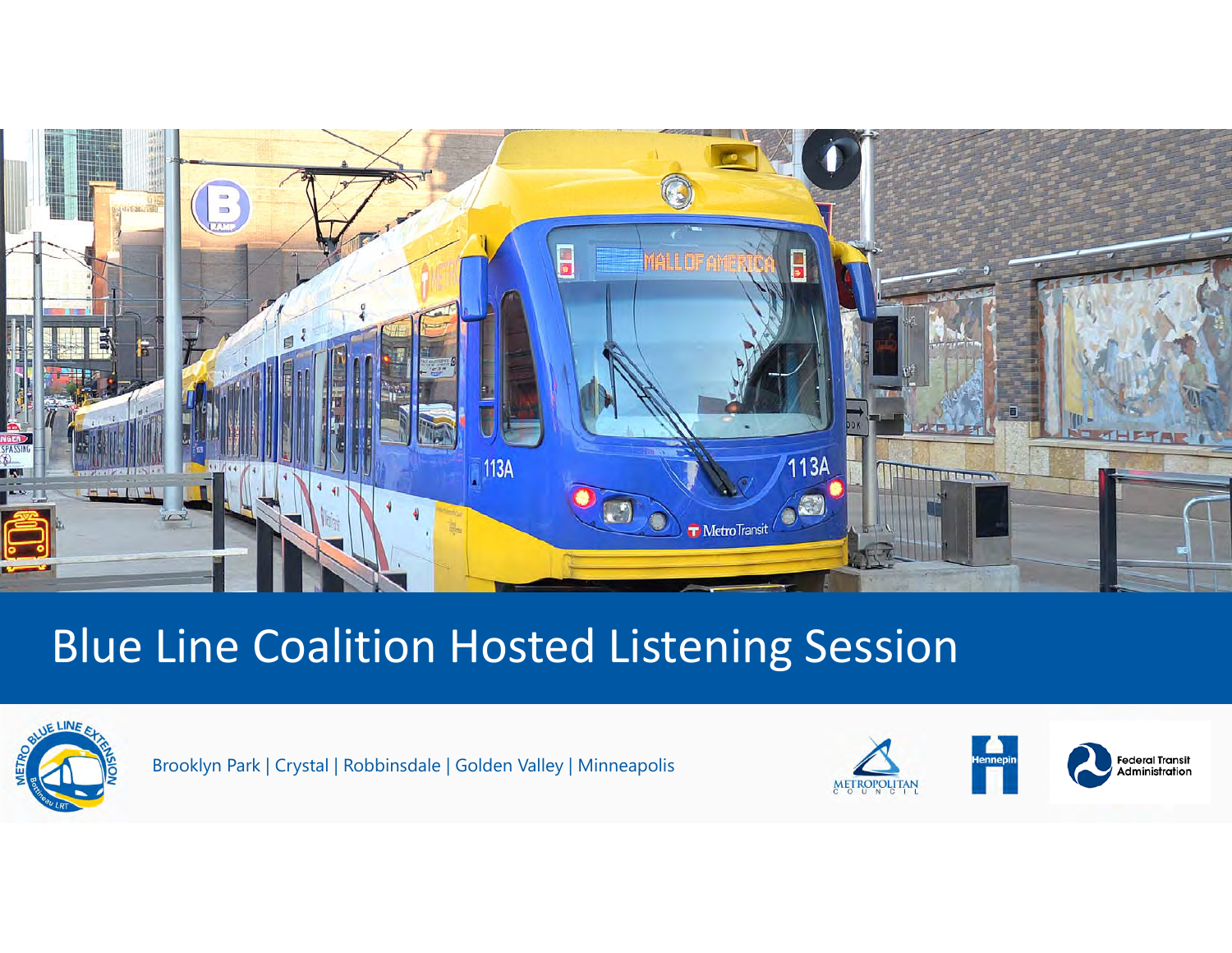# Blue Line Coalition Hosted Listening Session

Brooklyn Park | Crystal | Robbinsdale | Golden Valley | Minneapolis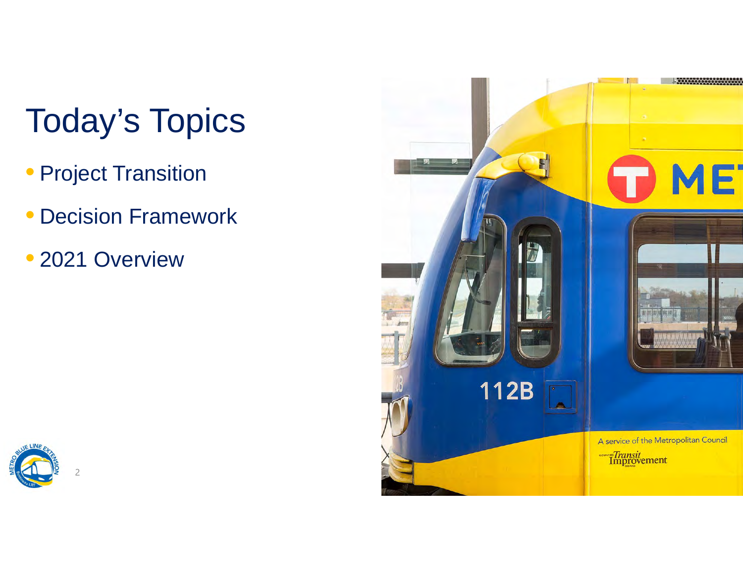# Today's Topics

- Project Transition
- Decision Framework
- 2021 Overview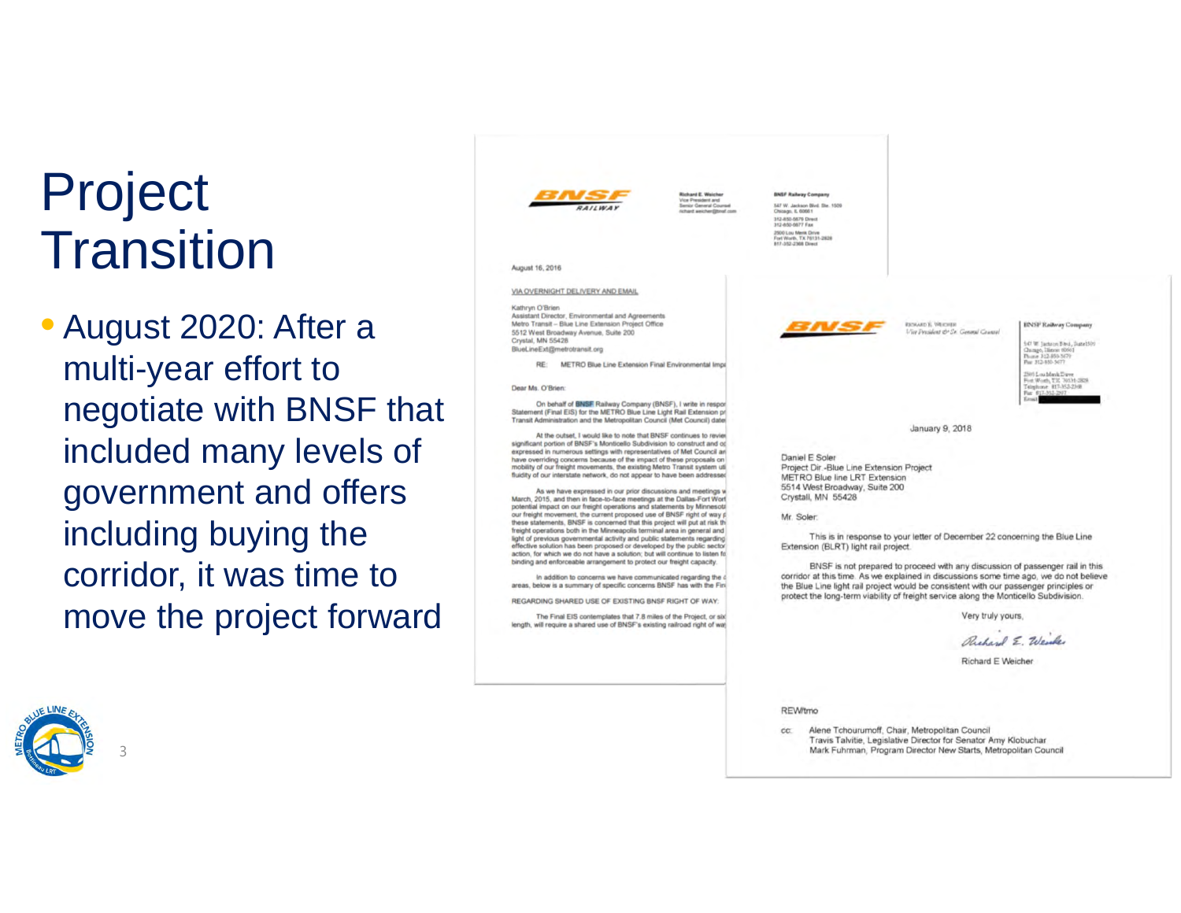# Project Transition

- August 2020: After a multi-year effort to negotiate with BNSF that included many levels of government and offers including buying the corridor, it was time to move the project forward

BNSF RAILWAY

Richard E. Weicher
Vice President and
Senior General Counsel
richard.weicher@bnsf.com

BNSF Railway Company
547 W. Jackson Blvd. Ste. 1509
Chicago, IL 60661
312-850-5679 Direct
312-850-5677 Fax
2500 Lou Menk Drive
Fort Worth, TX 76131-2828
817-352-2368 Direct

August 16, 2016

VIA OVERNIGHT DELIVERY AND EMAIL

Kathryn O'Brien
Assistant Director, Environmental and Agreements
Metro Transit – Blue Line Extension Project Office
5512 West Broadway Avenue, Suite 200
Crystal, MN 55428
BlueLineExt@metrotransit.org

RE: METRO Blue Line Extension Final Environmental Impa

Dear Ms. O'Brien:

On behalf of BNSF Railway Company (BNSF), I write in respor
Statement (Final EIS) for the METRO Blue Line Light Rail Extension pr
Transit Administration and the Metropolitan Council (Met Council) date

At the outset, I would like to note that BNSF continues to revie
significant portion of BNSF's Monticello Subdivision to construct and o
expressed in numerous settings with representatives of Met Council ar
have overriding concerns because of the impact of these proposals on
mobility of our freight movements, the existing Metro Transit system uti
fluidity of our interstate network, do not appear to have been addresse

As we have expressed in our prior discussions and meetings w
March, 2015, and then in face-to-face meetings at the Dallas-Fort Wort
potential impact on our freight operations and statements by Minnesot
our freight movement, the current proposed use of BNSF right of way p
these statements, BNSF is concerned that this project will put at risk th
freight operations both in the Minneapolis terminal area in general and
light of previous governmental activity and public statements regarding
effective solution has been proposed or developed by the public sector
action, for which we do not have a solution; but will continue to listen fo
binding and enforceable arrangement to protect our freight capacity.

In addition to concerns we have communicated regarding the c
areas, below is a summary of specific concerns BNSF has with the Fin

REGARDING SHARED USE OF EXISTING BNSF RIGHT OF WAY:

The Final EIS contemplates that 7.8 miles of the Project, or six
length, will require a shared use of BNSF's existing railroad right of wa

---

BNSF

Richard E. Weicher
Vice President & Sr. General Counsel

BNSF Railway Company
547 W. Jackson Blvd., Suite 1509
Chicago, Illinois 60661
Phone 312-850-5679
Fax 312-850-5677
2500 Lou Menk Drive
Fort Worth, TX 76131-2828
Telephone 817-352-2368
Fax 817-352-2397
Email

January 9, 2018

Daniel E Soler
Project Dir -Blue Line Extension Project
METRO Blue line LRT Extension
5514 West Broadway, Suite 200
Crystal, MN 55428

Mr. Soler:

This is in response to your letter of December 22 concerning the Blue Line Extension (BLRT) light rail project.

BNSF is not prepared to proceed with any discussion of passenger rail in this corridor at this time. As we explained in discussions some time ago, we do not believe the Blue Line light rail project would be consistent with our passenger principles or protect the long-term viability of freight service along the Monticello Subdivision.

Very truly yours,

Richard E Weicher

REW/tmo

cc: Alene Tchourumoff, Chair, Metropolitan Council
Travis Talvitie, Legislative Director for Senator Amy Klobuchar
Mark Fuhrman, Program Director New Starts, Metropolitan Council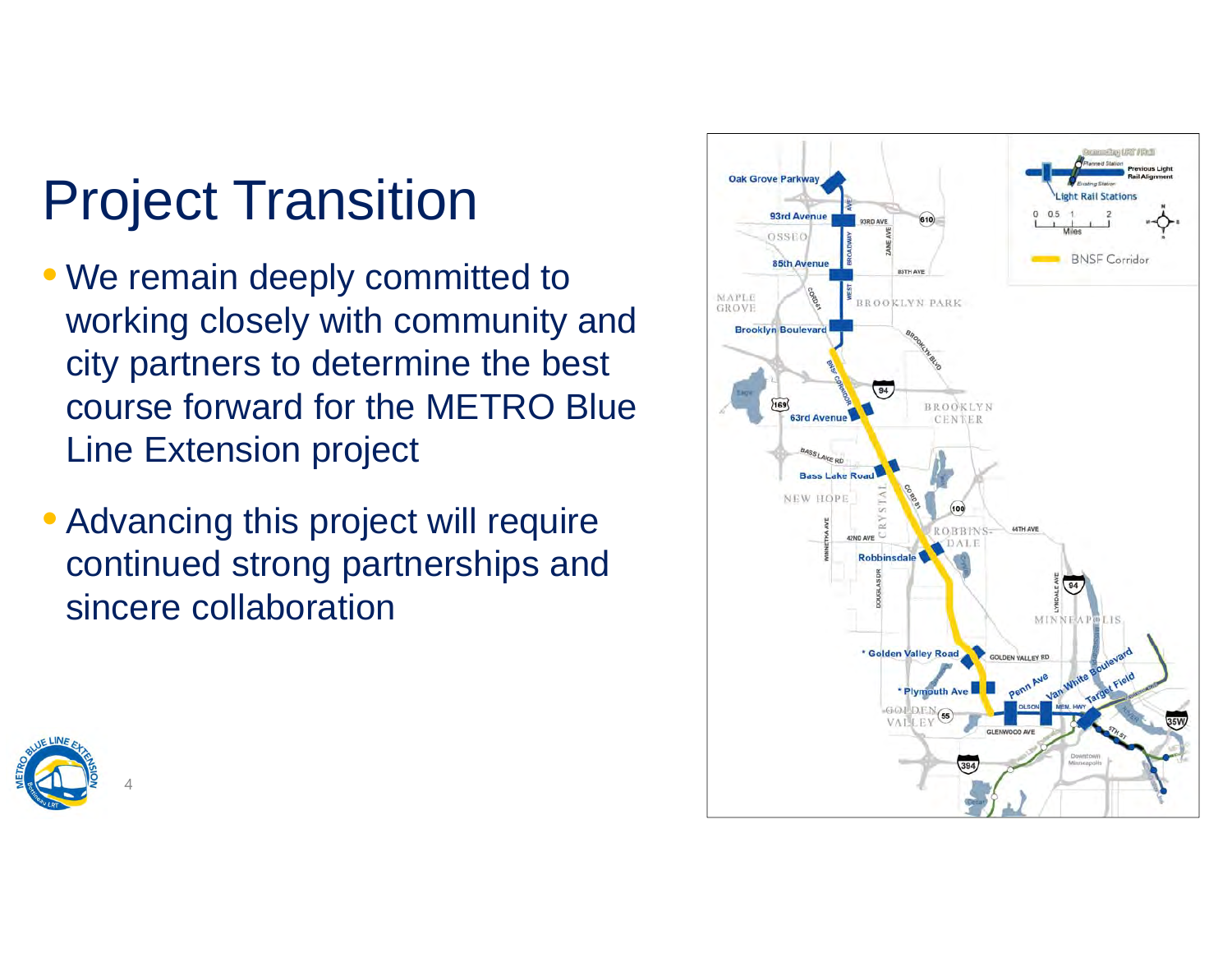# Project Transition

- We remain deeply committed to working closely with community and city partners to determine the best course forward for the METRO Blue Line Extension project
- Advancing this project will require continued strong partnerships and sincere collaboration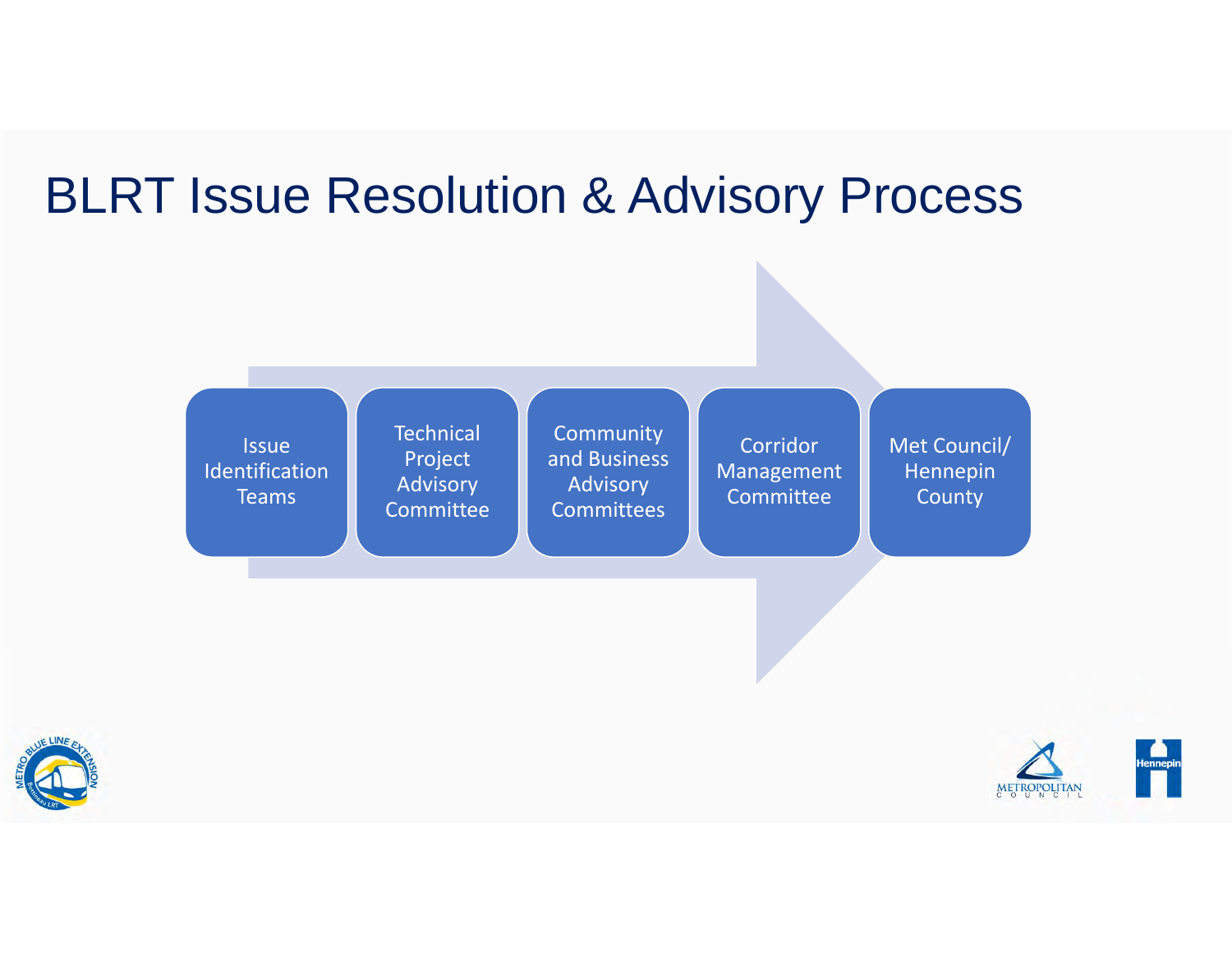# BLRT Issue Resolution & Advisory Process

1. Issue Identification Teams
2. Technical Project Advisory Committee
3. Community and Business Advisory Committees
4. Corridor Management Committee
5. Met Council/ Hennepin County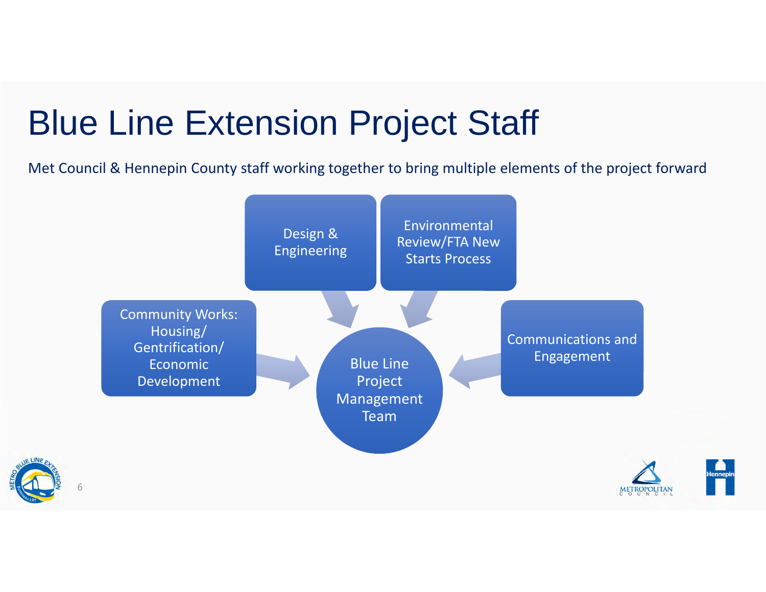# Blue Line Extension Project Staff

Met Council & Hennepin County staff working together to bring multiple elements of the project forward

- Design & Engineering
- Environmental Review/FTA New Starts Process
- Community Works: Housing/ Gentrification/ Economic Development
- Communications and Engagement
- Blue Line Project Management Team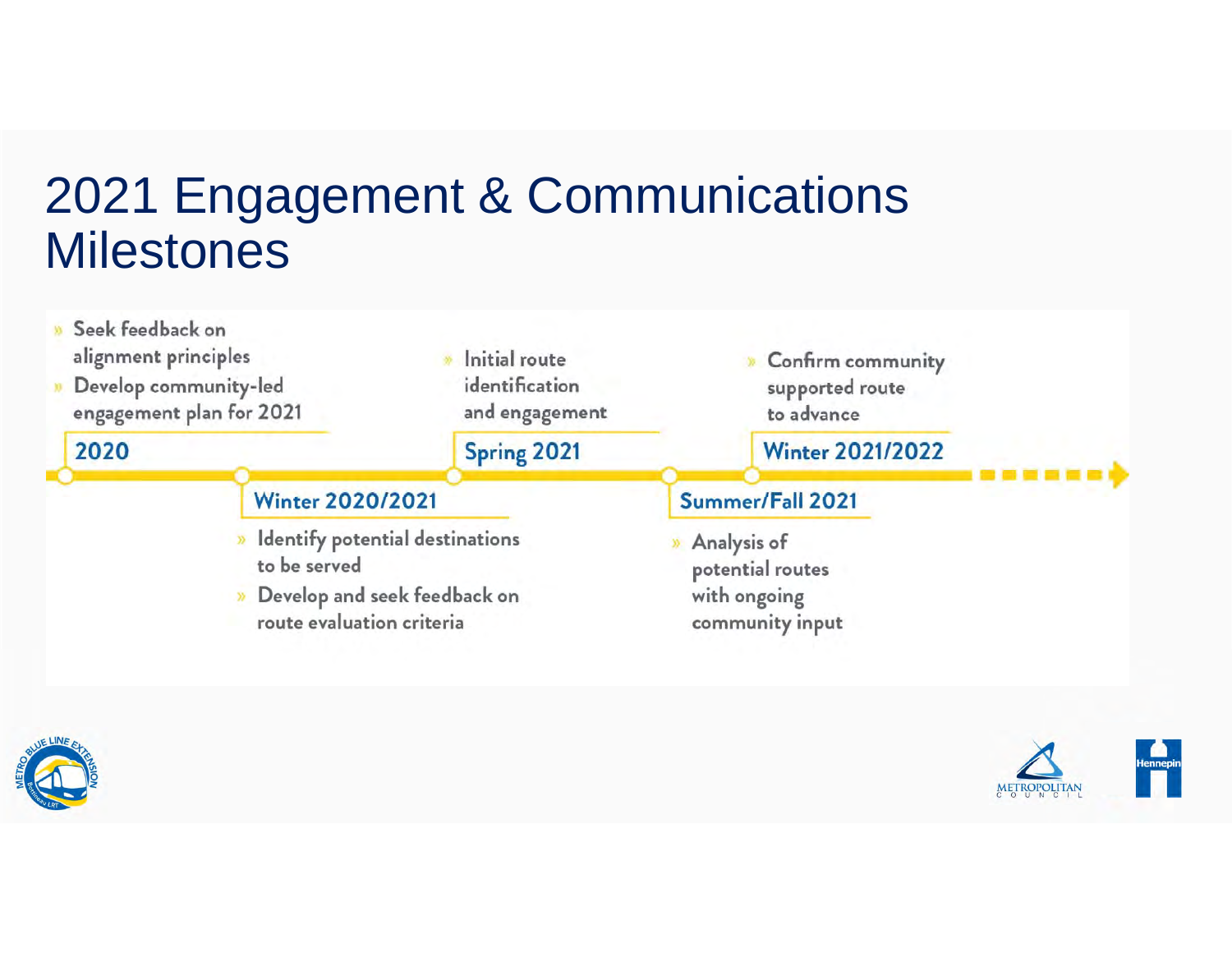# 2021 Engagement & Communications Milestones

**2020**
- Seek feedback on alignment principles
- Develop community-led engagement plan for 2021

**Winter 2020/2021**
- Identify potential destinations to be served
- Develop and seek feedback on route evaluation criteria

**Spring 2021**
- Initial route identification and engagement

**Summer/Fall 2021**
- Analysis of potential routes with ongoing community input

**Winter 2021/2022**
- Confirm community supported route to advance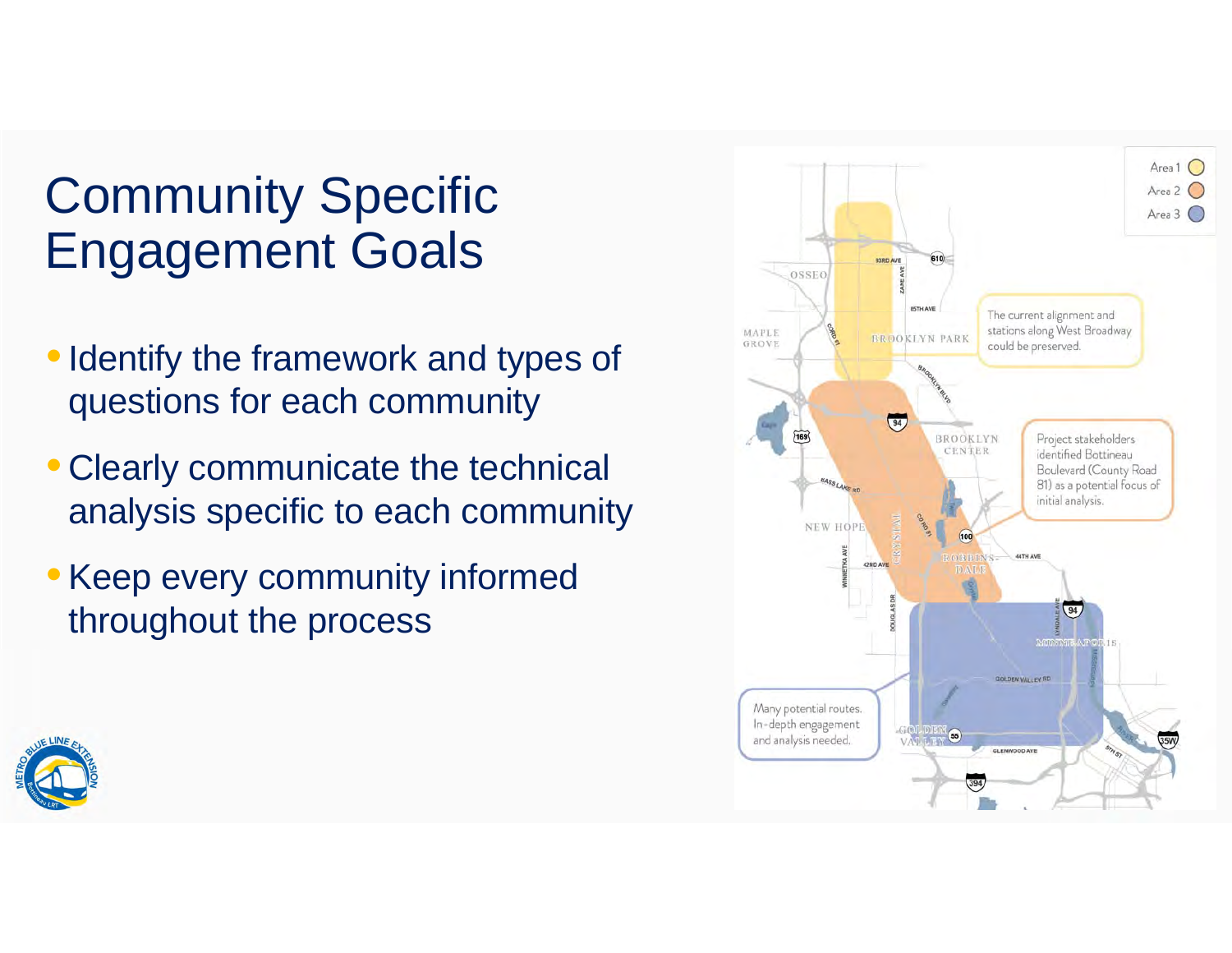# Community Specific Engagement Goals

- Identify the framework and types of questions for each community
- Clearly communicate the technical analysis specific to each community
- Keep every community informed throughout the process

Area 1
Area 2
Area 3

The current alignment and stations along West Broadway could be preserved.

Project stakeholders identified Bottineau Boulevard (County Road 81) as a potential focus of initial analysis.

Many potential routes. In-depth engagement and analysis needed.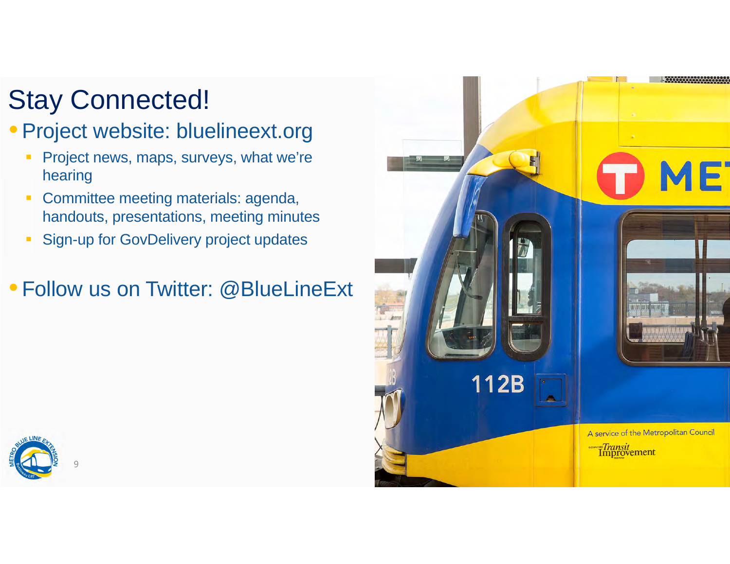# Stay Connected!

- Project website: bluelineext.org
  - Project news, maps, surveys, what we're hearing
  - Committee meeting materials: agenda, handouts, presentations, meeting minutes
  - Sign-up for GovDelivery project updates

- Follow us on Twitter: @BlueLineExt